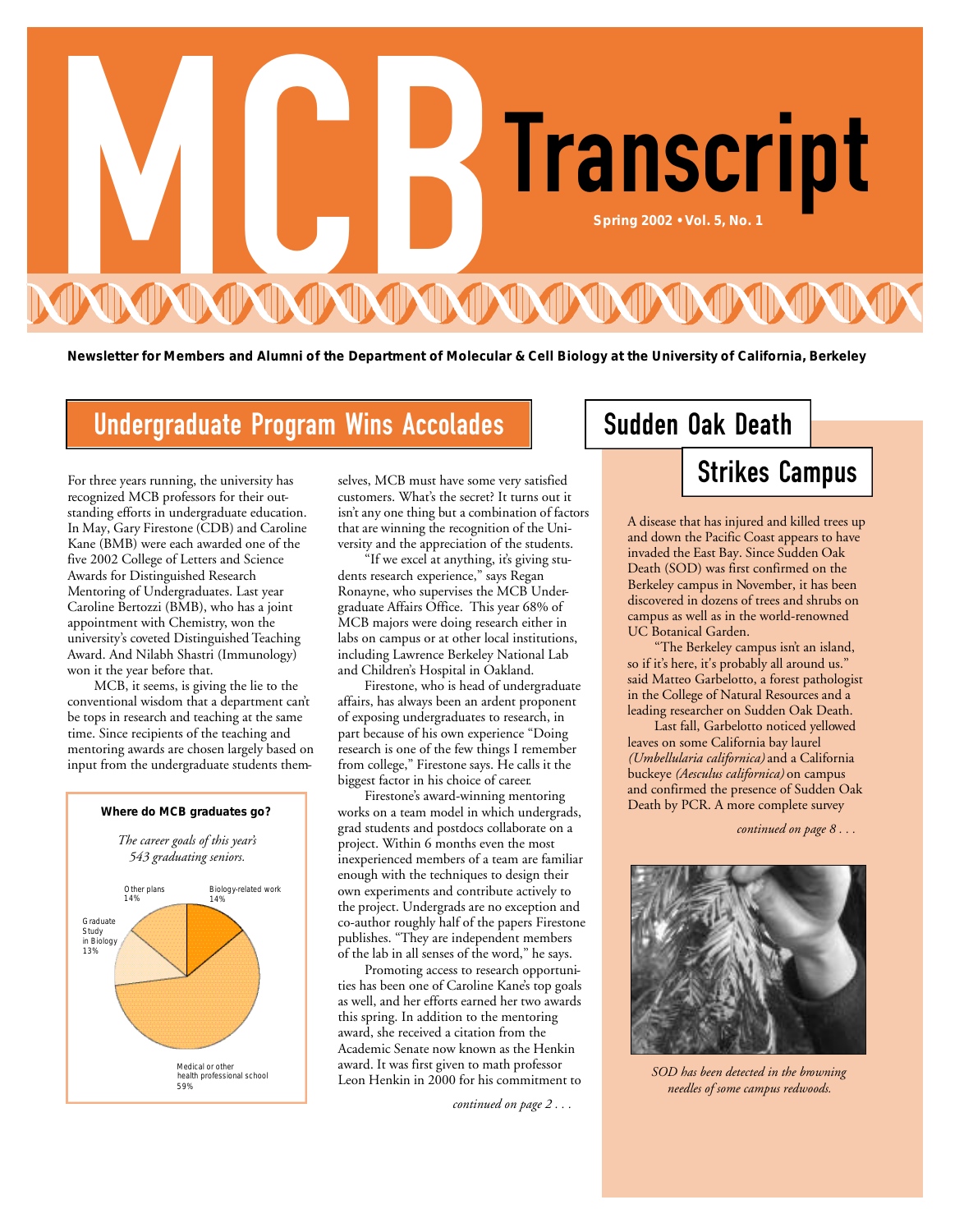# MCB Transcript

**Spring 2002 • Vol. 5, No. 1**

**Newsletter for Members and Alumni of the Department of Molecular & Cell Biology at the University of California, Berkeley**

## Undergraduate Program Wins Accolades

For three years running, the university has recognized MCB professors for their outstanding efforts in undergraduate education. In May, Gary Firestone (CDB) and Caroline Kane (BMB) were each awarded one of the five 2002 College of Letters and Science Awards for Distinguished Research Mentoring of Undergraduates. Last year Caroline Bertozzi (BMB), who has a joint appointment with Chemistry, won the university's coveted Distinguished Teaching Award. And Nilabh Shastri (Immunology) won it the year before that.

MCB, it seems, is giving the lie to the conventional wisdom that a department can't be tops in research and teaching at the same time. Since recipients of the teaching and mentoring awards are chosen largely based on input from the undergraduate students themselves, MCB must have some very satisfied customers. What's the secret? It turns out it isn't any one thing but a combination of factors that are winning the recognition of the University and the appreciation of the students.

"If we excel at anything, it's giving students research experience," says Regan Ronayne, who supervises the MCB Undergraduate Affairs Office. This year 68% of MCB majors were doing research either in labs on campus or at other local institutions, including Lawrence Berkeley National Lab and Children's Hospital in Oakland.

Firestone, who is head of undergraduate affairs, has always been an ardent proponent of exposing undergraduates to research, in part because of his own experience "Doing research is one of the few things I remember from college," Firestone says. He calls it the biggest factor in his choice of career.

Firestone's award-winning mentoring works on a team model in which undergrads, grad students and postdocs collaborate on a project. Within 6 months even the most inexperienced members of a team are familiar enough with the techniques to design their own experiments and contribute actively to the project. Undergrads are no exception and co-author roughly half of the papers Firestone publishes. "They are independent members of the lab in all senses of the word," he says.

Promoting access to research opportunities has been one of Caroline Kane's top goals as well, and her efforts earned her two awards this spring. In addition to the mentoring award, she received a citation from the Academic Senate now known as the Henkin award. It was first given to math professor Leon Henkin in 2000 for his commitment to

*continued on page 2 . . .*

**Where do MCB graduates go?**

*The career goals of this year's 543 graduating seniors.*

| Career goal | Percentage |
| --- | --- |
| Medical or other health professional school | 59% |
| Biology-related work | 14% |
| Other plans | 14% |
| Graduate Study in Biology | 13% |

## Sudden Oak Death Strikes Campus

A disease that has injured and killed trees up and down the Pacific Coast appears to have invaded the East Bay. Since Sudden Oak Death (SOD) was first confirmed on the Berkeley campus in November, it has been discovered in dozens of trees and shrubs on campus as well as in the world-renowned UC Botanical Garden.

"The Berkeley campus isn't an island, so if it's here, it's probably all around us." said Matteo Garbelotto, a forest pathologist in the College of Natural Resources and a leading researcher on Sudden Oak Death.

Last fall, Garbelotto noticed yellowed leaves on some California bay laurel *(Umbellularia californica)* and a California buckeye *(Aesculus californica)* on campus and confirmed the presence of Sudden Oak Death by PCR. A more complete survey

*continued on page 8 . . .*

*SOD has been detected in the browning needles of some campus redwoods.*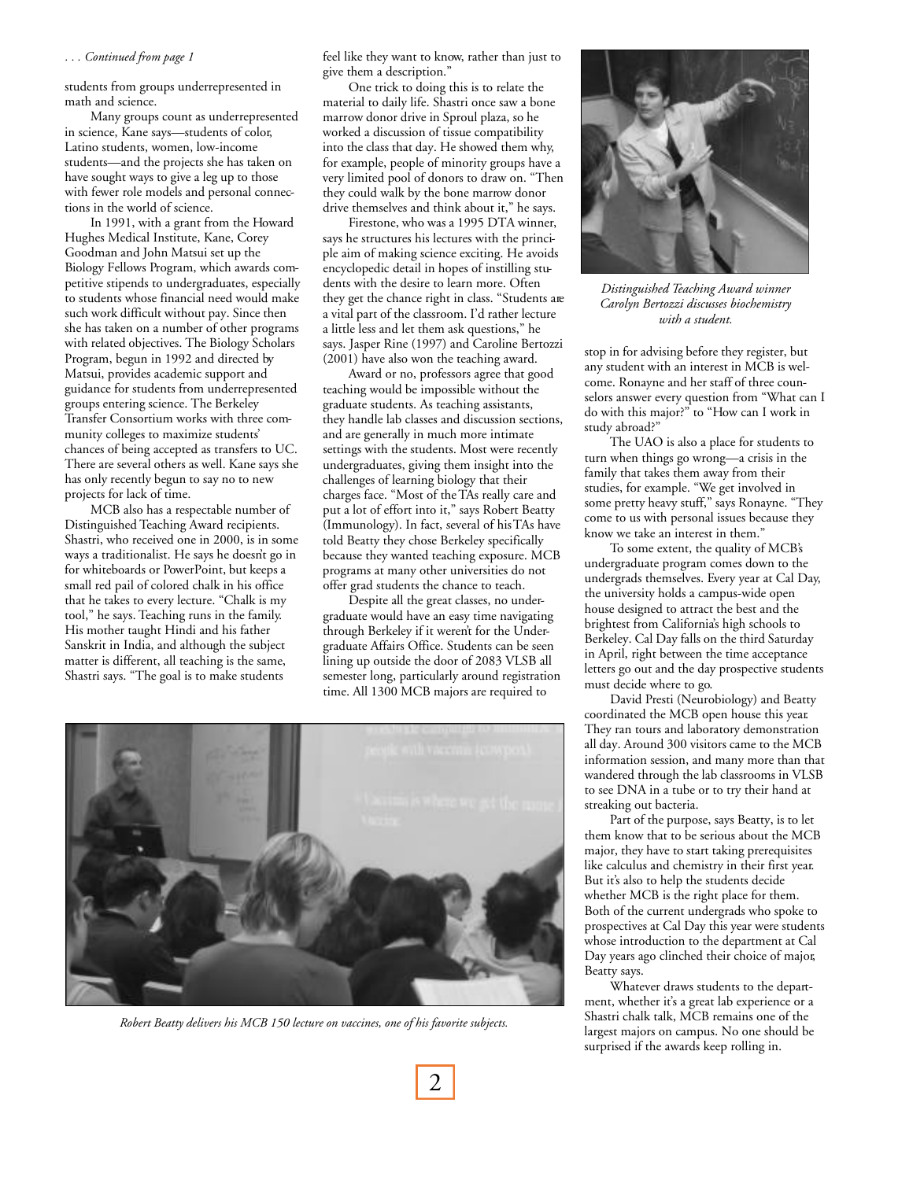*. . . Continued from page 1*

students from groups underrepresented in math and science.

Many groups count as underrepresented in science, Kane says—students of color, Latino students, women, low-income students—and the projects she has taken on have sought ways to give a leg up to those with fewer role models and personal connections in the world of science.

In 1991, with a grant from the Howard Hughes Medical Institute, Kane, Corey Goodman and John Matsui set up the Biology Fellows Program, which awards competitive stipends to undergraduates, especially to students whose financial need would make such work difficult without pay. Since then she has taken on a number of other programs with related objectives. The Biology Scholars Program, begun in 1992 and directed by Matsui, provides academic support and guidance for students from underrepresented groups entering science. The Berkeley Transfer Consortium works with three community colleges to maximize students' chances of being accepted as transfers to UC. There are several others as well. Kane says she has only recently begun to say no to new projects for lack of time.

MCB also has a respectable number of Distinguished Teaching Award recipients. Shastri, who received one in 2000, is in some ways a traditionalist. He says he doesn't go in for whiteboards or PowerPoint, but keeps a small red pail of colored chalk in his office that he takes to every lecture. "Chalk is my tool," he says. Teaching runs in the family. His mother taught Hindi and his father Sanskrit in India, and although the subject matter is different, all teaching is the same, Shastri says. "The goal is to make students feel like they want to know, rather than just to give them a description."

One trick to doing this is to relate the material to daily life. Shastri once saw a bone marrow donor drive in Sproul plaza, so he worked a discussion of tissue compatibility into the class that day. He showed them why, for example, people of minority groups have a very limited pool of donors to draw on. "Then they could walk by the bone marrow donor drive themselves and think about it," he says.

Firestone, who was a 1995 DTA winner, says he structures his lectures with the principle aim of making science exciting. He avoids encyclopedic detail in hopes of instilling students with the desire to learn more. Often they get the chance right in class. "Students are a vital part of the classroom. I'd rather lecture a little less and let them ask questions," he says. Jasper Rine (1997) and Caroline Bertozzi (2001) have also won the teaching award.

Award or no, professors agree that good teaching would be impossible without the graduate students. As teaching assistants, they handle lab classes and discussion sections, and are generally in much more intimate settings with the students. Most were recently undergraduates, giving them insight into the challenges of learning biology that their charges face. "Most of the TAs really care and put a lot of effort into it," says Robert Beatty (Immunology). In fact, several of his TAs have told Beatty they chose Berkeley specifically because they wanted teaching exposure. MCB programs at many other universities do not offer grad students the chance to teach.

Despite all the great classes, no undergraduate would have an easy time navigating through Berkeley if it weren't for the Undergraduate Affairs Office. Students can be seen lining up outside the door of 2083 VLSB all semester long, particularly around registration time. All 1300 MCB majors are required to stop in for advising before they register, but any student with an interest in MCB is welcome. Ronayne and her staff of three counselors answer every question from "What can I do with this major?" to "How can I work in study abroad?"

The UAO is also a place for students to turn when things go wrong—a crisis in the family that takes them away from their studies, for example. "We get involved in some pretty heavy stuff," says Ronayne. "They come to us with personal issues because they know we take an interest in them."

To some extent, the quality of MCB's undergraduate program comes down to the undergrads themselves. Every year at Cal Day, the university holds a campus-wide open house designed to attract the best and the brightest from California's high schools to Berkeley. Cal Day falls on the third Saturday in April, right between the time acceptance letters go out and the day prospective students must decide where to go.

David Presti (Neurobiology) and Beatty coordinated the MCB open house this year. They ran tours and laboratory demonstration all day. Around 300 visitors came to the MCB information session, and many more than that wandered through the lab classrooms in VLSB to see DNA in a tube or to try their hand at streaking out bacteria.

Part of the purpose, says Beatty, is to let them know that to be serious about the MCB major, they have to start taking prerequisites like calculus and chemistry in their first year. But it's also to help the students decide whether MCB is the right place for them. Both of the current undergrads who spoke to prospectives at Cal Day this year were students whose introduction to the department at Cal Day years ago clinched their choice of major, Beatty says.

Whatever draws students to the department, whether it's a great lab experience or a Shastri chalk talk, MCB remains one of the largest majors on campus. No one should be surprised if the awards keep rolling in.

*Distinguished Teaching Award winner Carolyn Bertozzi discusses biochemistry with a student.*

*Robert Beatty delivers his MCB 150 lecture on vaccines, one of his favorite subjects.*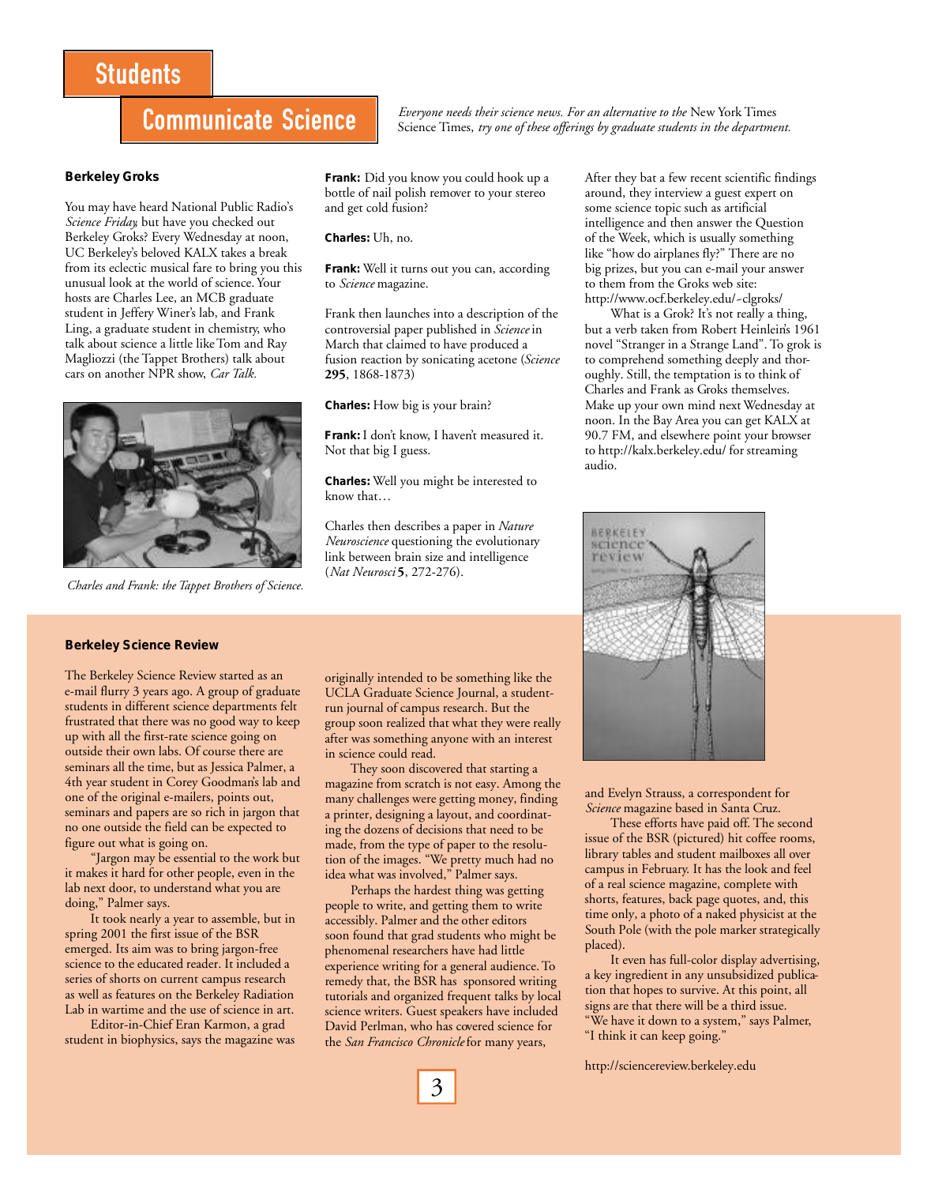# Students Communicate Science

*Everyone needs their science news. For an alternative to the* New York Times Science Times, *try one of these offerings by graduate students in the department.*

### Berkeley Groks

You may have heard National Public Radio's *Science Friday*, but have you checked out Berkeley Groks? Every Wednesday at noon, UC Berkeley's beloved KALX takes a break from its eclectic musical fare to bring you this unusual look at the world of science. Your hosts are Charles Lee, an MCB graduate student in Jeffery Winer's lab, and Frank Ling, a graduate student in chemistry, who talk about science a little like Tom and Ray Magliozzi (the Tappet Brothers) talk about cars on another NPR show, *Car Talk*.

*Charles and Frank: the Tappet Brothers of Science.*

**Frank:** Did you know you could hook up a bottle of nail polish remover to your stereo and get cold fusion?

**Charles:** Uh, no.

**Frank:** Well it turns out you can, according to *Science* magazine.

Frank then launches into a description of the controversial paper published in *Science* in March that claimed to have produced a fusion reaction by sonicating acetone (*Science* **295**, 1868-1873)

**Charles:** How big is your brain?

**Frank:** I don't know, I haven't measured it. Not that big I guess.

**Charles:** Well you might be interested to know that…

Charles then describes a paper in *Nature Neuroscience* questioning the evolutionary link between brain size and intelligence (*Nat Neurosci* **5**, 272-276).

After they bat a few recent scientific findings around, they interview a guest expert on some science topic such as artificial intelligence and then answer the Question of the Week, which is usually something like "how do airplanes fly?" There are no big prizes, but you can e-mail your answer to them from the Groks web site: http://www.ocf.berkeley.edu/~clgroks/

What is a Grok? It's not really a thing, but a verb taken from Robert Heinlein's 1961 novel "Stranger in a Strange Land". To grok is to comprehend something deeply and thoroughly. Still, the temptation is to think of Charles and Frank as Groks themselves. Make up your own mind next Wednesday at noon. In the Bay Area you can get KALX at 90.7 FM, and elsewhere point your browser to http://kalx.berkeley.edu/ for streaming audio.

### Berkeley Science Review

The Berkeley Science Review started as an e-mail flurry 3 years ago. A group of graduate students in different science departments felt frustrated that there was no good way to keep up with all the first-rate science going on outside their own labs. Of course there are seminars all the time, but as Jessica Palmer, a 4th year student in Corey Goodman's lab and one of the original e-mailers, points out, seminars and papers are so rich in jargon that no one outside the field can be expected to figure out what is going on.

"Jargon may be essential to the work but it makes it hard for other people, even in the lab next door, to understand what you are doing," Palmer says.

It took nearly a year to assemble, but in spring 2001 the first issue of the BSR emerged. Its aim was to bring jargon-free science to the educated reader. It included a series of shorts on current campus research as well as features on the Berkeley Radiation Lab in wartime and the use of science in art.

Editor-in-Chief Eran Karmon, a grad student in biophysics, says the magazine was originally intended to be something like the UCLA Graduate Science Journal, a student-run journal of campus research. But the group soon realized that what they were really after was something anyone with an interest in science could read.

They soon discovered that starting a magazine from scratch is not easy. Among the many challenges were getting money, finding a printer, designing a layout, and coordinating the dozens of decisions that need to be made, from the type of paper to the resolution of the images. "We pretty much had no idea what was involved," Palmer says.

Perhaps the hardest thing was getting people to write, and getting them to write accessibly. Palmer and the other editors soon found that grad students who might be phenomenal researchers have had little experience writing for a general audience. To remedy that, the BSR has sponsored writing tutorials and organized frequent talks by local science writers. Guest speakers have included David Perlman, who has covered science for the *San Francisco Chronicle* for many years, and Evelyn Strauss, a correspondent for *Science* magazine based in Santa Cruz.

These efforts have paid off. The second issue of the BSR (pictured) hit coffee rooms, library tables and student mailboxes all over campus in February. It has the look and feel of a real science magazine, complete with shorts, features, back page quotes, and, this time only, a photo of a naked physicist at the South Pole (with the pole marker strategically placed).

It even has full-color display advertising, a key ingredient in any unsubsidized publication that hopes to survive. At this point, all signs are that there will be a third issue. "We have it down to a system," says Palmer, "I think it can keep going."

http://sciencereview.berkeley.edu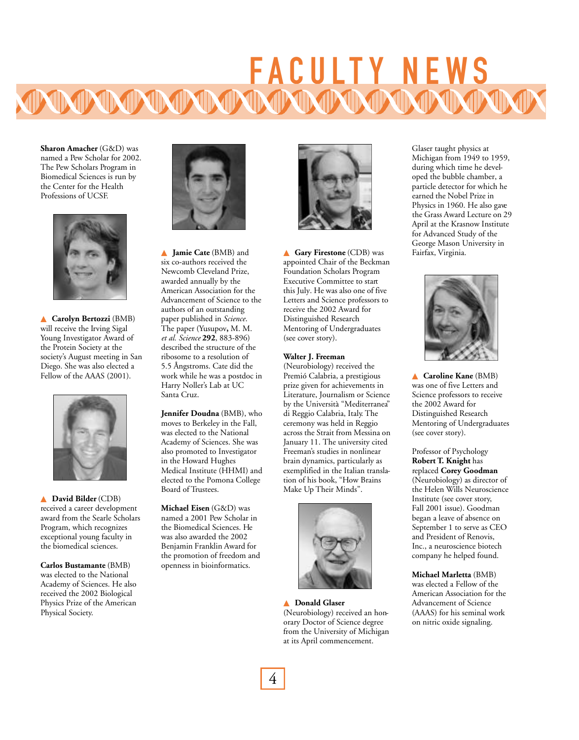# FACULTY NEWS

**Sharon Amacher** (G&D) was named a Pew Scholar for 2002. The Pew Scholars Program in Biomedical Sciences is run by the Center for the Health Professions of UCSF.

▲ **Carolyn Bertozzi** (BMB) will receive the Irving Sigal Young Investigator Award of the Protein Society at the society's August meeting in San Diego. She was also elected a Fellow of the AAAS (2001).

▲ **David Bilder** (CDB) received a career development award from the Searle Scholars Program, which recognizes exceptional young faculty in the biomedical sciences.

**Carlos Bustamante** (BMB) was elected to the National Academy of Sciences. He also received the 2002 Biological Physics Prize of the American Physical Society.

▲ **Jamie Cate** (BMB) and six co-authors received the Newcomb Cleveland Prize, awarded annually by the American Association for the Advancement of Science to the authors of an outstanding paper published in *Science*. The paper (Yusupov**,** M. M. *et al. Science* **292**, 883-896) described the structure of the ribosome to a resolution of 5.5 Ångstroms. Cate did the work while he was a postdoc in Harry Noller's Lab at UC Santa Cruz.

**Jennifer Doudna** (BMB), who moves to Berkeley in the Fall, was elected to the National Academy of Sciences. She was also promoted to Investigator in the Howard Hughes Medical Institute (HHMI) and elected to the Pomona College Board of Trustees.

**Michael Eisen** (G&D) was named a 2001 Pew Scholar in the Biomedical Sciences. He was also awarded the 2002 Benjamin Franklin Award for the promotion of freedom and openness in bioinformatics.

▲ **Gary Firestone** (CDB) was appointed Chair of the Beckman Foundation Scholars Program Executive Committee to start this July. He was also one of five Letters and Science professors to receive the 2002 Award for Distinguished Research Mentoring of Undergraduates (see cover story).

**Walter J. Freeman** (Neurobiology) received the Premió Calabria, a prestigious prize given for achievements in Literature, Journalism or Science by the Università "Mediterranea" di Reggio Calabria, Italy. The ceremony was held in Reggio across the Strait from Messina on January 11. The university cited Freeman's studies in nonlinear brain dynamics, particularly as exemplified in the Italian translation of his book, "How Brains Make Up Their Minds".

▲ **Donald Glaser** (Neurobiology) received an honorary Doctor of Science degree from the University of Michigan at its April commencement. Glaser taught physics at Michigan from 1949 to 1959, during which time he developed the bubble chamber, a particle detector for which he earned the Nobel Prize in Physics in 1960. He also gave the Grass Award Lecture on 29 April at the Krasnow Institute for Advanced Study of the George Mason University in Fairfax, Virginia.

▲ **Caroline Kane** (BMB) was one of five Letters and Science professors to receive the 2002 Award for Distinguished Research Mentoring of Undergraduates (see cover story).

Professor of Psychology **Robert T. Knight** has replaced **Corey Goodman** (Neurobiology) as director of the Helen Wills Neuroscience Institute (see cover story, Fall 2001 issue). Goodman began a leave of absence on September 1 to serve as CEO and President of Renovis, Inc., a neuroscience biotech company he helped found.

**Michael Marletta** (BMB) was elected a Fellow of the American Association for the Advancement of Science (AAAS) for his seminal work on nitric oxide signaling.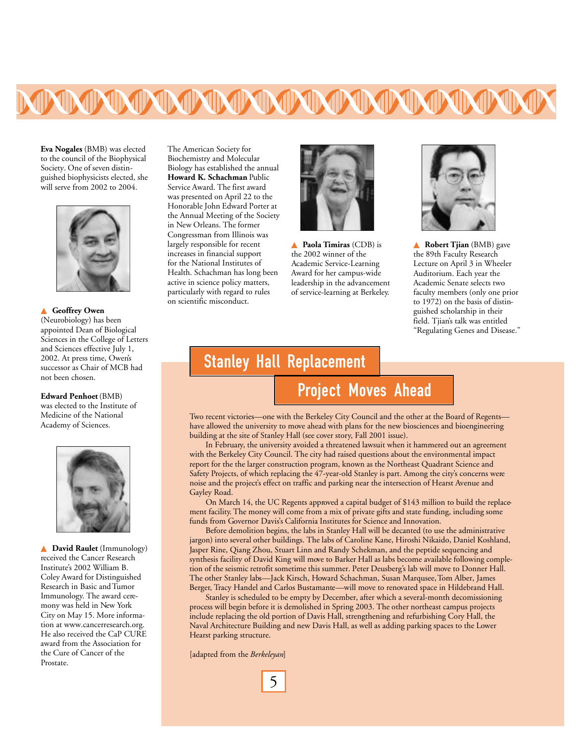**Eva Nogales** (BMB) was elected to the council of the Biophysical Society. One of seven distinguished biophysicists elected, she will serve from 2002 to 2004.

▲ **Geoffrey Owen** (Neurobiology) has been appointed Dean of Biological Sciences in the College of Letters and Sciences effective July 1, 2002. At press time, Owen's successor as Chair of MCB had not been chosen.

**Edward Penhoet** (BMB) was elected to the Institute of Medicine of the National Academy of Sciences.

▲ **David Raulet** (Immunology) received the Cancer Research Institute's 2002 William B. Coley Award for Distinguished Research in Basic and Tumor Immunology. The award ceremony was held in New York City on May 15. More information at www.cancerresearch.org. He also received the CaP CURE award from the Association for the Cure of Cancer of the Prostate.

The American Society for Biochemistry and Molecular Biology has established the annual **Howard K. Schachman** Public Service Award. The first award was presented on April 22 to the Honorable John Edward Porter at the Annual Meeting of the Society in New Orleans. The former Congressman from Illinois was largely responsible for recent increases in financial support for the National Institutes of Health. Schachman has long been active in science policy matters, particularly with regard to rules on scientific misconduct.

▲ **Paola Timiras** (CDB) is the 2002 winner of the Academic Service-Learning Award for her campus-wide leadership in the advancement of service-learning at Berkeley.

▲ **Robert Tjian** (BMB) gave the 89th Faculty Research Lecture on April 3 in Wheeler Auditorium. Each year the Academic Senate selects two faculty members (only one prior to 1972) on the basis of distinguished scholarship in their field. Tjian's talk was entitled "Regulating Genes and Disease."

## Stanley Hall Replacement Project Moves Ahead

Two recent victories—one with the Berkeley City Council and the other at the Board of Regents—have allowed the university to move ahead with plans for the new biosciences and bioengineering building at the site of Stanley Hall (see cover story, Fall 2001 issue).

In February, the university avoided a threatened lawsuit when it hammered out an agreement with the Berkeley City Council. The city had raised questions about the environmental impact report for the the larger construction program, known as the Northeast Quadrant Science and Safety Projects, of which replacing the 47-year-old Stanley is part. Among the city's concerns were noise and the project's effect on traffic and parking near the intersection of Hearst Avenue and Gayley Road.

On March 14, the UC Regents approved a capital budget of $143 million to build the replacement facility. The money will come from a mix of private gifts and state funding, including some funds from Governor Davis's California Institutes for Science and Innovation.

Before demolition begins, the labs in Stanley Hall will be decanted (to use the administrative jargon) into several other buildings. The labs of Caroline Kane, Hiroshi Nikaido, Daniel Koshland, Jasper Rine, Qiang Zhou, Stuart Linn and Randy Schekman, and the peptide sequencing and synthesis facility of David King will move to Barker Hall as labs become available following completion of the seismic retrofit sometime this summer. Peter Deusberg's lab will move to Donner Hall. The other Stanley labs—Jack Kirsch, Howard Schachman, Susan Marqusee, Tom Alber, James Berger, Tracy Handel and Carlos Bustamante—will move to renovated space in Hildebrand Hall.

Stanley is scheduled to be empty by December, after which a several-month decomissioning process will begin before it is demolished in Spring 2003. The other northeast campus projects include replacing the old portion of Davis Hall, strengthening and refurbishing Cory Hall, the Naval Architecture Building and new Davis Hall, as well as adding parking spaces to the Lower Hearst parking structure.

[adapted from the *Berkeleyan*]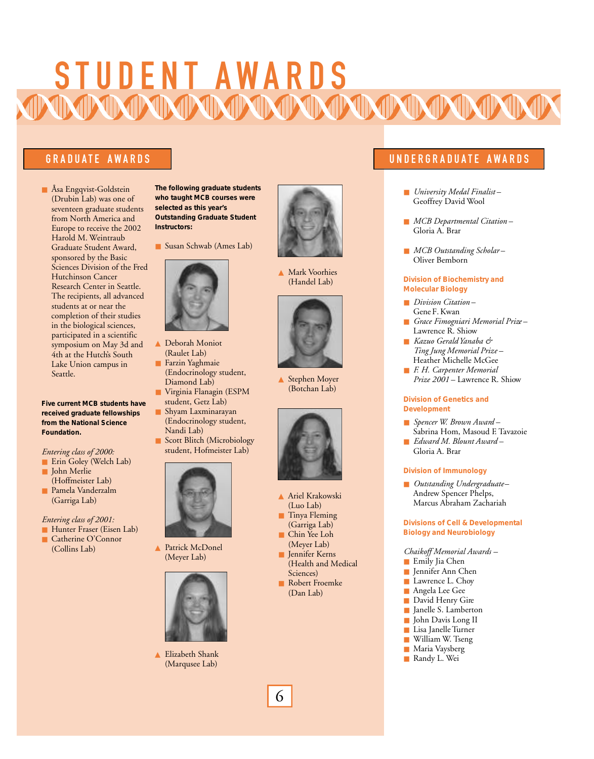# STUDENT AWARDS

## GRADUATE AWARDS

- Åsa Engqvist-Goldstein (Drubin Lab) was one of seventeen graduate students from North America and Europe to receive the 2002 Harold M. Weintraub Graduate Student Award, sponsored by the Basic Sciences Division of the Fred Hutchinson Cancer Research Center in Seattle. The recipients, all advanced students at or near the completion of their studies in the biological sciences, participated in a scientific symposium on May 3d and 4th at the Hutch's South Lake Union campus in Seattle.

**Five current MCB students have received graduate fellowships from the National Science Foundation.**

*Entering class of 2000:*

- Erin Goley (Welch Lab)
- John Merlie (Hoffmeister Lab)
- Pamela Vanderzalm (Garriga Lab)

*Entering class of 2001:*

- Hunter Fraser (Eisen Lab)
- Catherine O'Connor (Collins Lab)

**The following graduate students who taught MCB courses were selected as this year's Outstanding Graduate Student Instructors:**

- Susan Schwab (Ames Lab)
- ▲ Deborah Moniot (Raulet Lab)
- Farzin Yaghmaie (Endocrinology student, Diamond Lab)
- Virginia Flanagin (ESPM student, Getz Lab)
- Shyam Laxminarayan (Endocrinology student, Nandi Lab)
- Scott Blitch (Microbiology student, Hofmeister Lab)
- ▲ Patrick McDonel (Meyer Lab)
- ▲ Elizabeth Shank (Marqusee Lab)
- ▲ Mark Voorhies (Handel Lab)
- ▲ Stephen Moyer (Botchan Lab)
- ▲ Ariel Krakowski (Luo Lab)
- Tinya Fleming (Garriga Lab)
- Chin Yee Loh (Meyer Lab)
- Jennifer Kerns (Health and Medical Sciences)
- Robert Froemke (Dan Lab)

## UNDERGRADUATE AWARDS

- *University Medal Finalist* – Geoffrey David Wool
- *MCB Departmental Citation* – Gloria A. Brar
- *MCB Outstanding Scholar* – Oliver Bemborn

### Division of Biochemistry and Molecular Biology

- *Division Citation* – Gene F. Kwan
- *Grace Fimognari Memorial Prize* – Lawrence R. Shiow
- *Kazuo Gerald Yanaba & Ting Jung Memorial Prize* – Heather Michelle McGee
- *F. H. Carpenter Memorial Prize 2001* – Lawrence R. Shiow

### Division of Genetics and Development

- *Spencer W. Brown Award* – Sabrina Hom, Masoud F. Tavazoie
- *Edward M. Blount Award* – Gloria A. Brar

### Division of Immunology

- *Outstanding Undergraduate* – Andrew Spencer Phelps, Marcus Abraham Zachariah

### Divisions of Cell & Developmental Biology and Neurobiology

*Chaikoff Memorial Awards* –

- Emily Jia Chen
- Jennifer Ann Chen
- Lawrence L. Choy
- Angela Lee Gee
- David Henry Gire
- Janelle S. Lamberton
- John Davis Long II
- Lisa Janelle Turner
- William W. Tseng
- Maria Vaysberg
- Randy L. Wei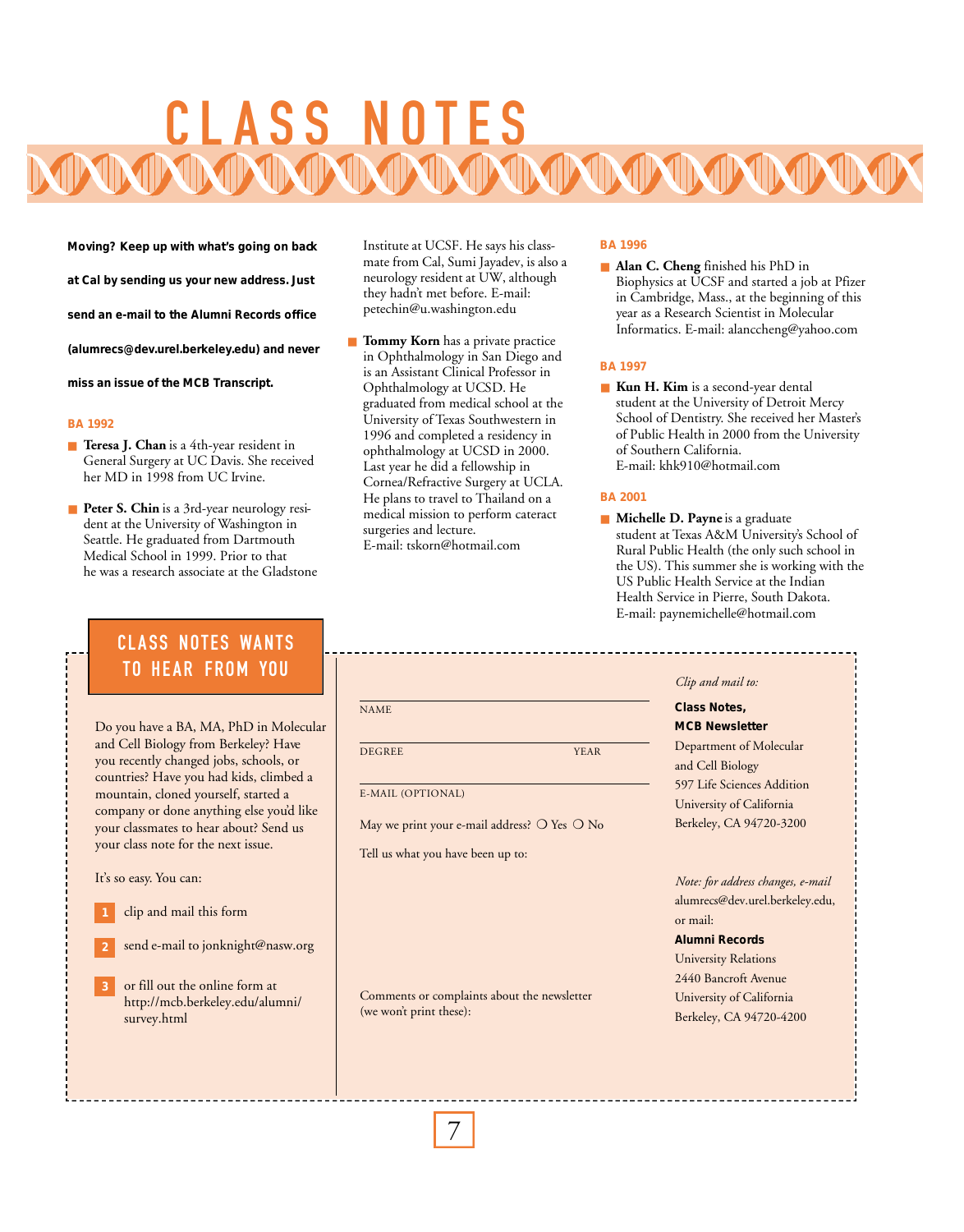# CLASS NOTES

**Moving? Keep up with what's going on back at Cal by sending us your new address. Just send an e-mail to the Alumni Records office (alumrecs@dev.urel.berkeley.edu) and never miss an issue of the MCB Transcript.**

### BA 1992

- **Teresa J. Chan** is a 4th-year resident in General Surgery at UC Davis. She received her MD in 1998 from UC Irvine.
- **Peter S. Chin** is a 3rd-year neurology resident at the University of Washington in Seattle. He graduated from Dartmouth Medical School in 1999. Prior to that he was a research associate at the Gladstone Institute at UCSF. He says his classmate from Cal, Sumi Jayadev, is also a neurology resident at UW, although they hadn't met before. E-mail: petechin@u.washington.edu
- **Tommy Korn** has a private practice in Ophthalmology in San Diego and is an Assistant Clinical Professor in Ophthalmology at UCSD. He graduated from medical school at the University of Texas Southwestern in 1996 and completed a residency in ophthalmology at UCSD in 2000. Last year he did a fellowship in Cornea/Refractive Surgery at UCLA. He plans to travel to Thailand on a medical mission to perform cateract surgeries and lecture. E-mail: tskorn@hotmail.com

### BA 1996

- **Alan C. Cheng** finished his PhD in Biophysics at UCSF and started a job at Pfizer in Cambridge, Mass., at the beginning of this year as a Research Scientist in Molecular Informatics. E-mail: alanccheng@yahoo.com

### BA 1997

- **Kun H. Kim** is a second-year dental student at the University of Detroit Mercy School of Dentistry. She received her Master's of Public Health in 2000 from the University of Southern California. E-mail: khk910@hotmail.com

### BA 2001

- **Michelle D. Payne** is a graduate student at Texas A&M University's School of Rural Public Health (the only such school in the US). This summer she is working with the US Public Health Service at the Indian Health Service in Pierre, South Dakota. E-mail: paynemichelle@hotmail.com

## CLASS NOTES WANTS TO HEAR FROM YOU

Do you have a BA, MA, PhD in Molecular and Cell Biology from Berkeley? Have you recently changed jobs, schools, or countries? Have you had kids, climbed a mountain, cloned yourself, started a company or done anything else you'd like your classmates to hear about? Send us your class note for the next issue.

It's so easy. You can:

1. clip and mail this form
2. send e-mail to jonknight@nasw.org
3. or fill out the online form at http://mcb.berkeley.edu/alumni/survey.html

NAME

DEGREE YEAR

E-MAIL (OPTIONAL)

May we print your e-mail address? ❍ Yes ❍ No

Tell us what you have been up to:

Comments or complaints about the newsletter (we won't print these):

*Clip and mail to:*

**Class Notes,**
**MCB Newsletter**
Department of Molecular and Cell Biology
597 Life Sciences Addition
University of California
Berkeley, CA 94720-3200

*Note: for address changes, e-mail* alumrecs@dev.urel.berkeley.edu, or mail:

**Alumni Records**
University Relations
2440 Bancroft Avenue
University of California
Berkeley, CA 94720-4200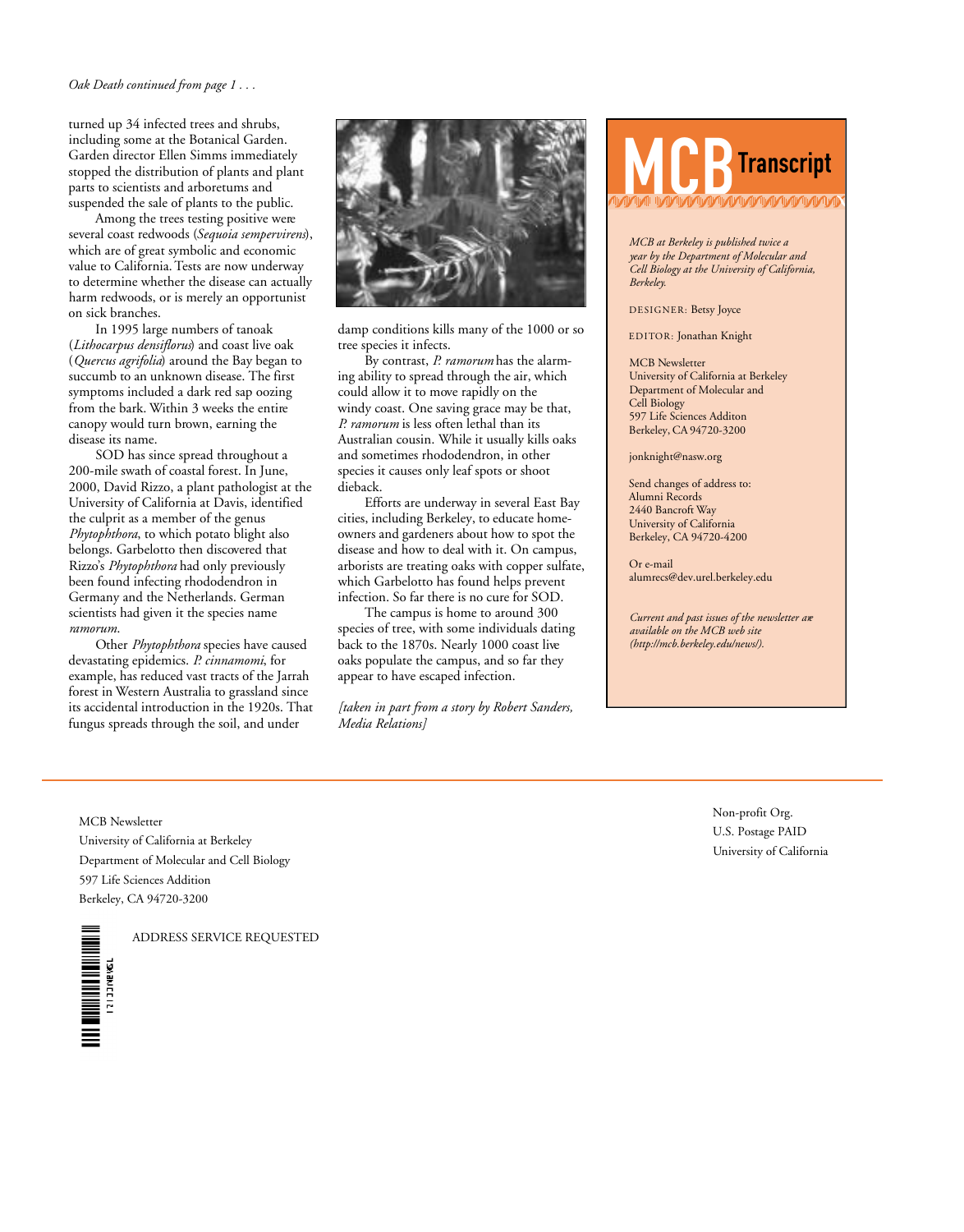*Oak Death continued from page 1 . . .*

turned up 34 infected trees and shrubs, including some at the Botanical Garden. Garden director Ellen Simms immediately stopped the distribution of plants and plant parts to scientists and arboretums and suspended the sale of plants to the public.

Among the trees testing positive were several coast redwoods (*Sequoia sempervirens*), which are of great symbolic and economic value to California. Tests are now underway to determine whether the disease can actually harm redwoods, or is merely an opportunist on sick branches.

In 1995 large numbers of tanoak (*Lithocarpus densiflorus*) and coast live oak (*Quercus agrifolia*) around the Bay began to succumb to an unknown disease. The first symptoms included a dark red sap oozing from the bark. Within 3 weeks the entire canopy would turn brown, earning the disease its name.

SOD has since spread throughout a 200-mile swath of coastal forest. In June, 2000, David Rizzo, a plant pathologist at the University of California at Davis, identified the culprit as a member of the genus *Phytophthora*, to which potato blight also belongs. Garbelotto then discovered that Rizzo's *Phytophthora* had only previously been found infecting rhododendron in Germany and the Netherlands. German scientists had given it the species name *ramorum*.

Other *Phytophthora* species have caused devastating epidemics. *P. cinnamomi*, for example, has reduced vast tracts of the Jarrah forest in Western Australia to grassland since its accidental introduction in the 1920s. That fungus spreads through the soil, and under damp conditions kills many of the 1000 or so tree species it infects.

By contrast, *P. ramorum* has the alarming ability to spread through the air, which could allow it to move rapidly on the windy coast. One saving grace may be that, *P. ramorum* is less often lethal than its Australian cousin. While it usually kills oaks and sometimes rhododendron, in other species it causes only leaf spots or shoot dieback.

Efforts are underway in several East Bay cities, including Berkeley, to educate homeowners and gardeners about how to spot the disease and how to deal with it. On campus, arborists are treating oaks with copper sulfate, which Garbelotto has found helps prevent infection. So far there is no cure for SOD.

The campus is home to around 300 species of tree, with some individuals dating back to the 1870s. Nearly 1000 coast live oaks populate the campus, and so far they appear to have escaped infection.

*[taken in part from a story by Robert Sanders, Media Relations]*

# MCB Transcript

*MCB at Berkeley is published twice a year by the Department of Molecular and Cell Biology at the University of California, Berkeley.*

DESIGNER: Betsy Joyce

EDITOR: Jonathan Knight

MCB Newsletter
University of California at Berkeley
Department of Molecular and Cell Biology
597 Life Sciences Additon
Berkeley, CA 94720-3200

jonknight@nasw.org

Send changes of address to:
Alumni Records
2440 Bancroft Way
University of California
Berkeley, CA 94720-4200

Or e-mail
alumrecs@dev.urel.berkeley.edu

*Current and past issues of the newsletter are available on the MCB web site (http://mcb.berkeley.edu/news/).*

---

MCB Newsletter
University of California at Berkeley
Department of Molecular and Cell Biology
597 Life Sciences Addition
Berkeley, CA 94720-3200

ADDRESS SERVICE REQUESTED

Non-profit Org.
U.S. Postage PAID
University of California